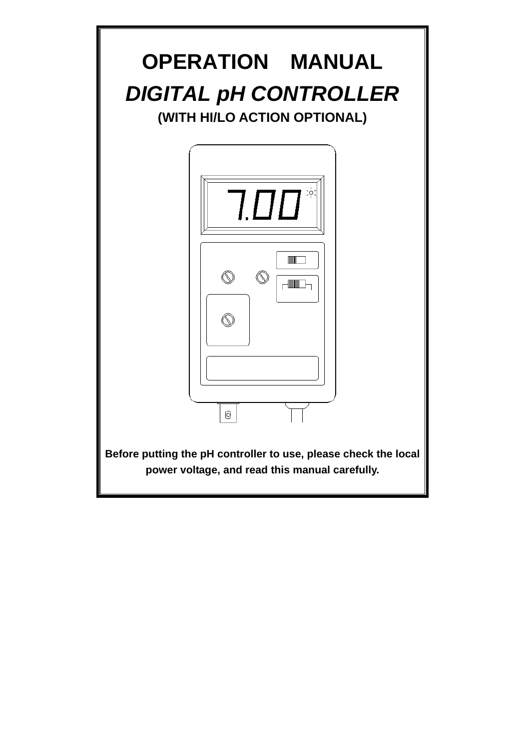# OPERATION MANUAL

## *DIGITAL pH CONTROLLER*

**(WITH HI/LO ACTION OPTIONAL)**

**Before putting the pH controller to use, please check the local power voltage, and read this manual carefully.**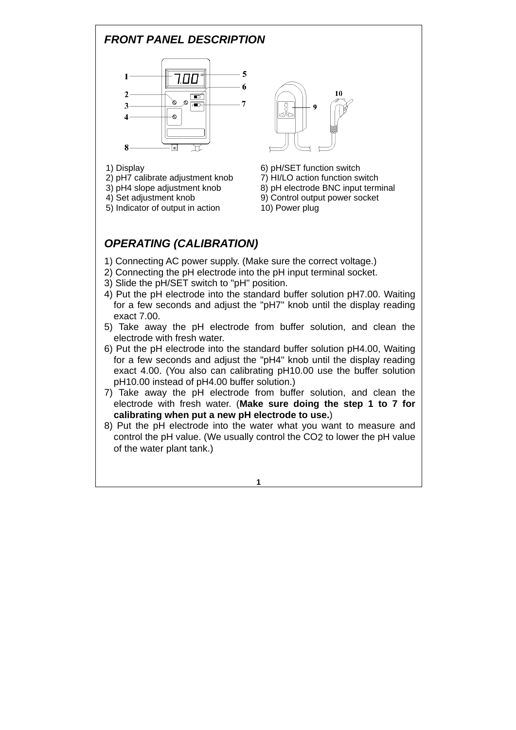## *FRONT PANEL DESCRIPTION*

1) Display
2) pH7 calibrate adjustment knob
3) pH4 slope adjustment knob
4) Set adjustment knob
5) Indicator of output in action
6) pH/SET function switch
7) HI/LO action function switch
8) pH electrode BNC input terminal
9) Control output power socket
10) Power plug

## *OPERATING (CALIBRATION)*

1) Connecting AC power supply. (Make sure the correct voltage.)
2) Connecting the pH electrode into the pH input terminal socket.
3) Slide the pH/SET switch to "pH" position.
4) Put the pH electrode into the standard buffer solution pH7.00. Waiting for a few seconds and adjust the "pH7" knob until the display reading exact 7.00.
5) Take away the pH electrode from buffer solution, and clean the electrode with fresh water.
6) Put the pH electrode into the standard buffer solution pH4.00, Waiting for a few seconds and adjust the "pH4" knob until the display reading exact 4.00. (You also can calibrating pH10.00 use the buffer solution pH10.00 instead of pH4.00 buffer solution.)
7) Take away the pH electrode from buffer solution, and clean the electrode with fresh water. (**Make sure doing the step 1 to 7 for calibrating when put a new pH electrode to use.**)
8) Put the pH electrode into the water what you want to measure and control the pH value. (We usually control the $CO_2$ to lower the pH value of the water plant tank.)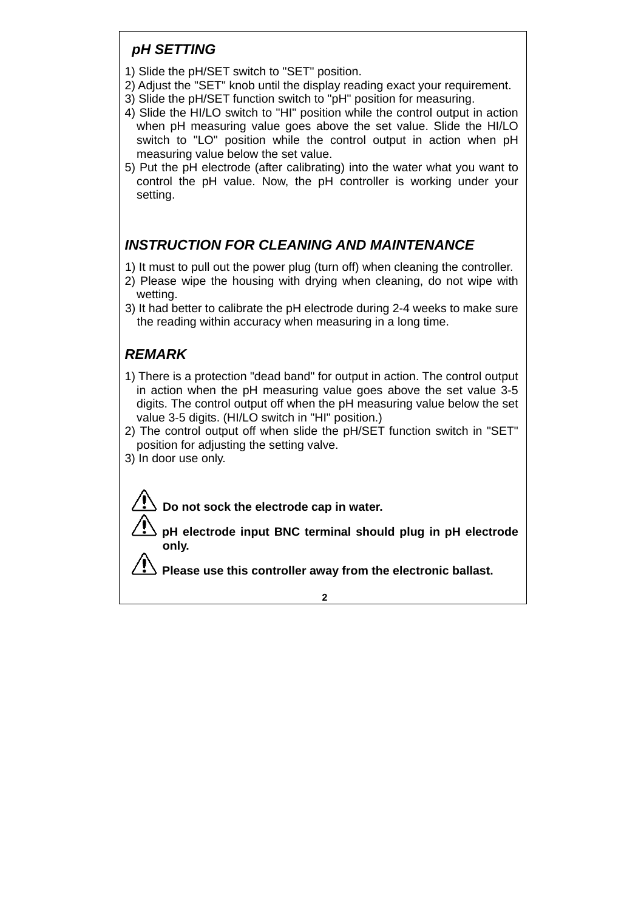## *pH SETTING*

1) Slide the pH/SET switch to "SET" position.
2) Adjust the "SET" knob until the display reading exact your requirement.
3) Slide the pH/SET function switch to "pH" position for measuring.
4) Slide the HI/LO switch to "HI" position while the control output in action when pH measuring value goes above the set value. Slide the HI/LO switch to "LO" position while the control output in action when pH measuring value below the set value.
5) Put the pH electrode (after calibrating) into the water what you want to control the pH value. Now, the pH controller is working under your setting.

## *INSTRUCTION FOR CLEANING AND MAINTENANCE*

1) It must to pull out the power plug (turn off) when cleaning the controller.
2) Please wipe the housing with drying when cleaning, do not wipe with wetting.
3) It had better to calibrate the pH electrode during 2-4 weeks to make sure the reading within accuracy when measuring in a long time.

## *REMARK*

1) There is a protection "dead band" for output in action. The control output in action when the pH measuring value goes above the set value 3-5 digits. The control output off when the pH measuring value below the set value 3-5 digits. (HI/LO switch in "HI" position.)
2) The control output off when slide the pH/SET function switch in "SET" position for adjusting the setting valve.
3) In door use only.

⚠ **Do not sock the electrode cap in water.**

⚠ **pH electrode input BNC terminal should plug in pH electrode only.**

⚠ **Please use this controller away from the electronic ballast.**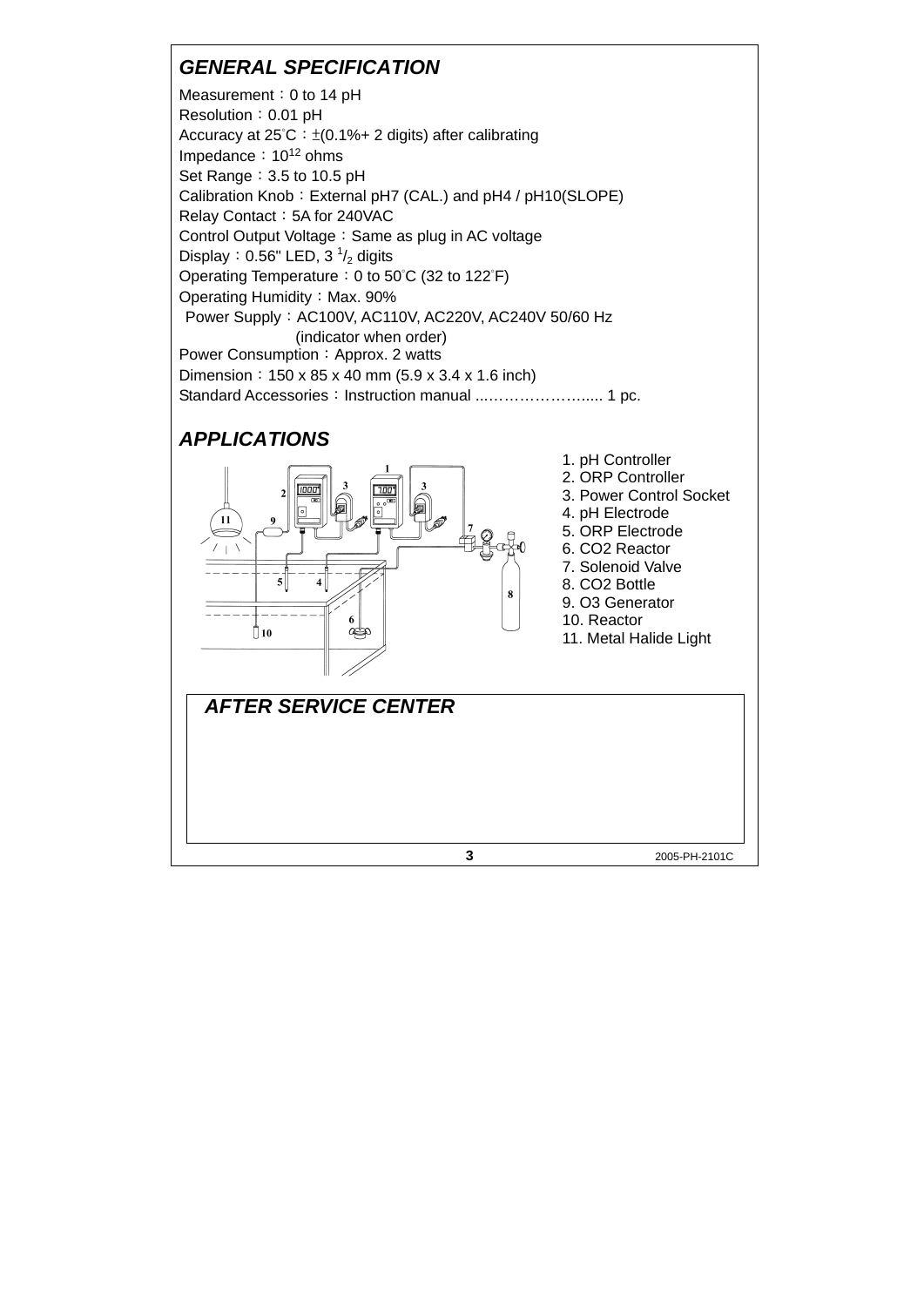## GENERAL SPECIFICATION

Measurement：0 to 14 pH
Resolution：0.01 pH
Accuracy at 25°C：±(0.1%+ 2 digits) after calibrating
Impedance：$10^{12}$ ohms
Set Range：3.5 to 10.5 pH
Calibration Knob：External pH7 (CAL.) and pH4 / pH10(SLOPE)
Relay Contact：5A for 240VAC
Control Output Voltage：Same as plug in AC voltage
Display：0.56" LED, 3 $^1/_2$ digits
Operating Temperature：0 to 50°C (32 to 122°F)
Operating Humidity：Max. 90%
Power Supply：AC100V, AC110V, AC220V, AC240V 50/60 Hz
(indicator when order)
Power Consumption：Approx. 2 watts
Dimension：150 x 85 x 40 mm (5.9 x 3.4 x 1.6 inch)
Standard Accessories：Instruction manual ...………………...... 1 pc.

## APPLICATIONS

1
2
3
3
11
9
7
5
4
8
6
10

1. pH Controller
2. ORP Controller
3. Power Control Socket
4. pH Electrode
5. ORP Electrode
6. CO2 Reactor
7. Solenoid Valve
8. CO2 Bottle
9. O3 Generator
10. Reactor
11. Metal Halide Light

## AFTER SERVICE CENTER

2005-PH-2101C